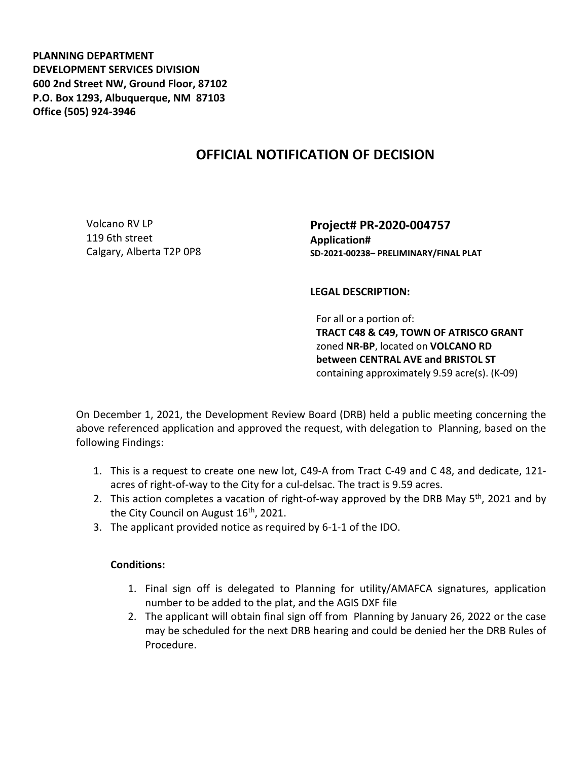**PLANNING DEPARTMENT**
**DEVELOPMENT SERVICES DIVISION**
**600 2nd Street NW, Ground Floor, 87102**
**P.O. Box 1293, Albuquerque, NM 87103**
**Office (505) 924-3946**

# OFFICIAL NOTIFICATION OF DECISION

Volcano RV LP
119 6th street
Calgary, Alberta T2P 0P8

**Project# PR-2020-004757**
**Application#**
**SD-2021-00238– PRELIMINARY/FINAL PLAT**

**LEGAL DESCRIPTION:**

For all or a portion of:
**TRACT C48 & C49, TOWN OF ATRISCO GRANT** zoned **NR-BP**, located on **VOLCANO RD between CENTRAL AVE and BRISTOL ST** containing approximately 9.59 acre(s). (K-09)

On December 1, 2021, the Development Review Board (DRB) held a public meeting concerning the above referenced application and approved the request, with delegation to Planning, based on the following Findings:

1. This is a request to create one new lot, C49-A from Tract C-49 and C 48, and dedicate, 121-acres of right-of-way to the City for a cul-delsac. The tract is 9.59 acres.
2. This action completes a vacation of right-of-way approved by the DRB May 5th, 2021 and by the City Council on August 16th, 2021.
3. The applicant provided notice as required by 6-1-1 of the IDO.

**Conditions:**

1. Final sign off is delegated to Planning for utility/AMAFCA signatures, application number to be added to the plat, and the AGIS DXF file
2. The applicant will obtain final sign off from Planning by January 26, 2022 or the case may be scheduled for the next DRB hearing and could be denied her the DRB Rules of Procedure.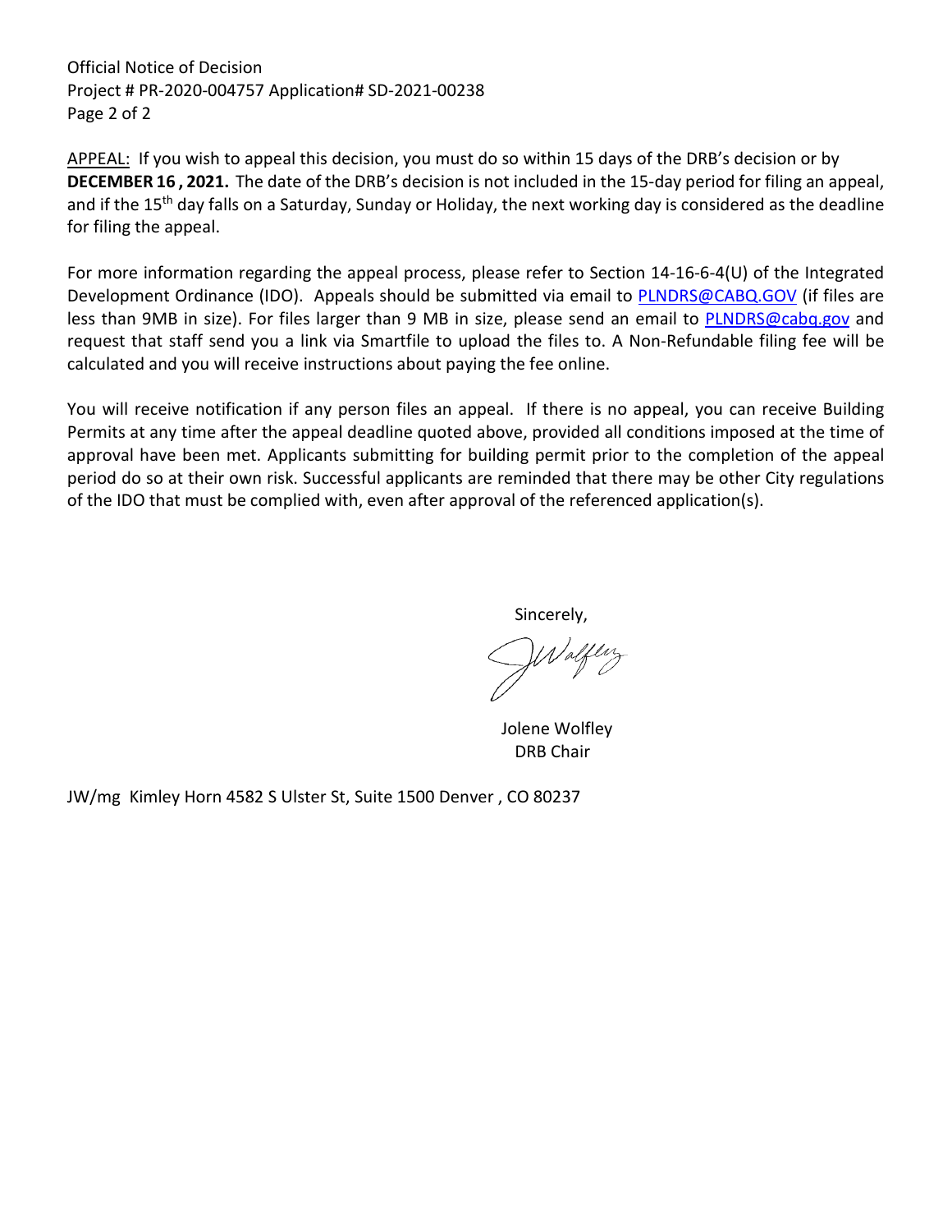Official Notice of Decision
Project # PR-2020-004757 Application# SD-2021-00238

APPEAL: If you wish to appeal this decision, you must do so within 15 days of the DRB's decision or by **DECEMBER 16 , 2021.** The date of the DRB's decision is not included in the 15-day period for filing an appeal, and if the 15th day falls on a Saturday, Sunday or Holiday, the next working day is considered as the deadline for filing the appeal.

For more information regarding the appeal process, please refer to Section 14-16-6-4(U) of the Integrated Development Ordinance (IDO). Appeals should be submitted via email to PLNDRS@CABQ.GOV (if files are less than 9MB in size). For files larger than 9 MB in size, please send an email to PLNDRS@cabq.gov and request that staff send you a link via Smartfile to upload the files to. A Non-Refundable filing fee will be calculated and you will receive instructions about paying the fee online.

You will receive notification if any person files an appeal. If there is no appeal, you can receive Building Permits at any time after the appeal deadline quoted above, provided all conditions imposed at the time of approval have been met. Applicants submitting for building permit prior to the completion of the appeal period do so at their own risk. Successful applicants are reminded that there may be other City regulations of the IDO that must be complied with, even after approval of the referenced application(s).

Sincerely,

JWolfley

Jolene Wolfley
DRB Chair

JW/mg Kimley Horn 4582 S Ulster St, Suite 1500 Denver , CO 80237